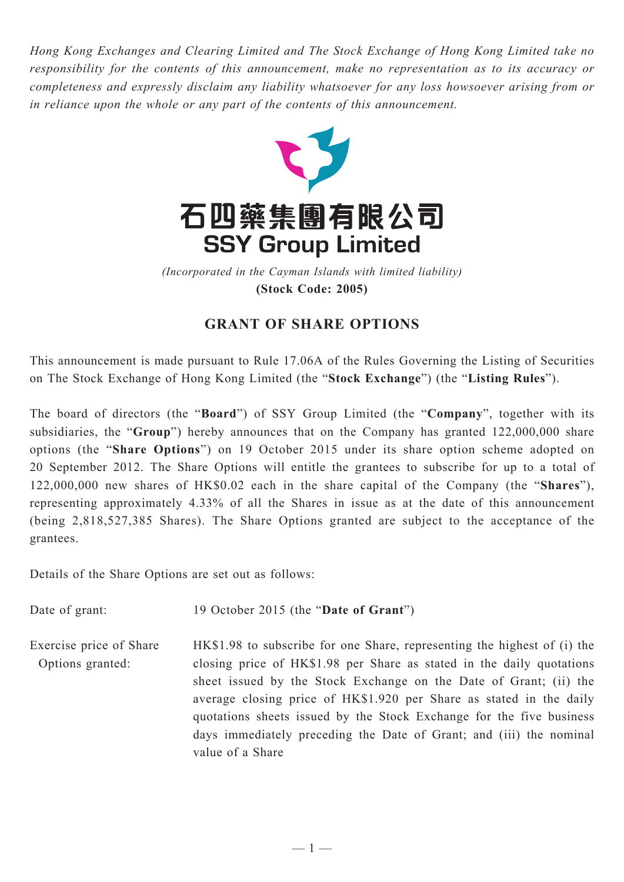*Hong Kong Exchanges and Clearing Limited and The Stock Exchange of Hong Kong Limited take no responsibility for the contents of this announcement, make no representation as to its accuracy or completeness and expressly disclaim any liability whatsoever for any loss howsoever arising from or in reliance upon the whole or any part of the contents of this announcement.*

# 石四藥集團有限公司
# SSY Group Limited

*(Incorporated in the Cayman Islands with limited liability)*
**(Stock Code: 2005)**

## GRANT OF SHARE OPTIONS

This announcement is made pursuant to Rule 17.06A of the Rules Governing the Listing of Securities on The Stock Exchange of Hong Kong Limited (the "**Stock Exchange**") (the "**Listing Rules**").

The board of directors (the "**Board**") of SSY Group Limited (the "**Company**", together with its subsidiaries, the "**Group**") hereby announces that on the Company has granted 122,000,000 share options (the "**Share Options**") on 19 October 2015 under its share option scheme adopted on 20 September 2012. The Share Options will entitle the grantees to subscribe for up to a total of 122,000,000 new shares of HK$0.02 each in the share capital of the Company (the "**Shares**"), representing approximately 4.33% of all the Shares in issue as at the date of this announcement (being 2,818,527,385 Shares). The Share Options granted are subject to the acceptance of the grantees.

Details of the Share Options are set out as follows:

Date of grant: 19 October 2015 (the "**Date of Grant**")

Exercise price of Share Options granted: HK$1.98 to subscribe for one Share, representing the highest of (i) the closing price of HK$1.98 per Share as stated in the daily quotations sheet issued by the Stock Exchange on the Date of Grant; (ii) the average closing price of HK$1.920 per Share as stated in the daily quotations sheets issued by the Stock Exchange for the five business days immediately preceding the Date of Grant; and (iii) the nominal value of a Share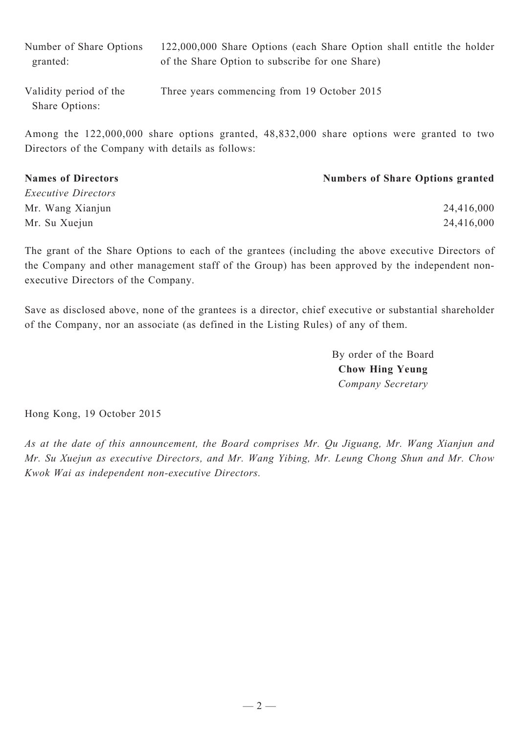| | |
|---|---|
| Number of Share Options granted: | 122,000,000 Share Options (each Share Option shall entitle the holder of the Share Option to subscribe for one Share) |
| Validity period of the Share Options: | Three years commencing from 19 October 2015 |

Among the 122,000,000 share options granted, 48,832,000 share options were granted to two Directors of the Company with details as follows:

| **Names of Directors** | **Numbers of Share Options granted** |
|---|---|
| *Executive Directors* | |
| Mr. Wang Xianjun | 24,416,000 |
| Mr. Su Xuejun | 24,416,000 |

The grant of the Share Options to each of the grantees (including the above executive Directors of the Company and other management staff of the Group) has been approved by the independent non-executive Directors of the Company.

Save as disclosed above, none of the grantees is a director, chief executive or substantial shareholder of the Company, nor an associate (as defined in the Listing Rules) of any of them.

By order of the Board
**Chow Hing Yeung**
*Company Secretary*

Hong Kong, 19 October 2015

*As at the date of this announcement, the Board comprises Mr. Qu Jiguang, Mr. Wang Xianjun and Mr. Su Xuejun as executive Directors, and Mr. Wang Yibing, Mr. Leung Chong Shun and Mr. Chow Kwok Wai as independent non-executive Directors.*